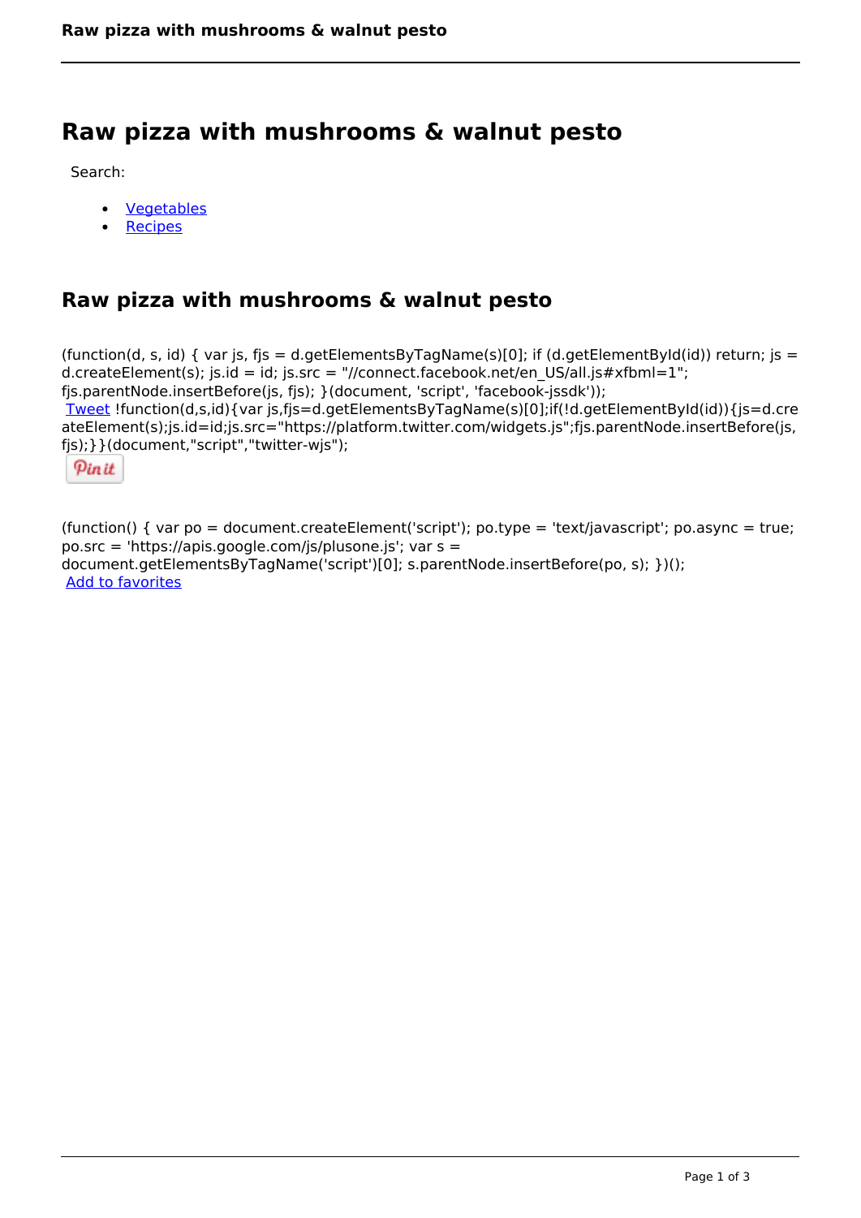# Raw pizza with mushrooms & walnut pesto

Search:

- Vegetables
- Recipes

## Raw pizza with mushrooms & walnut pesto

(function(d, s, id) { var js, fjs = d.getElementsByTagName(s)[0]; if (d.getElementById(id)) return; js = d.createElement(s); js.id = id; js.src = "//connect.facebook.net/en_US/all.js#xfbml=1"; fjs.parentNode.insertBefore(js, fjs); }(document, 'script', 'facebook-jssdk'));

Tweet !function(d,s,id){var js,fjs=d.getElementsByTagName(s)[0];if(!d.getElementById(id)){js=d.createElement(s);js.id=id;js.src="https://platform.twitter.com/widgets.js";fjs.parentNode.insertBefore(js,fjs);}}(document,"script","twitter-wjs");

Pin it

(function() { var po = document.createElement('script'); po.type = 'text/javascript'; po.async = true; po.src = 'https://apis.google.com/js/plusone.js'; var s = document.getElementsByTagName('script')[0]; s.parentNode.insertBefore(po, s); })();

Add to favorites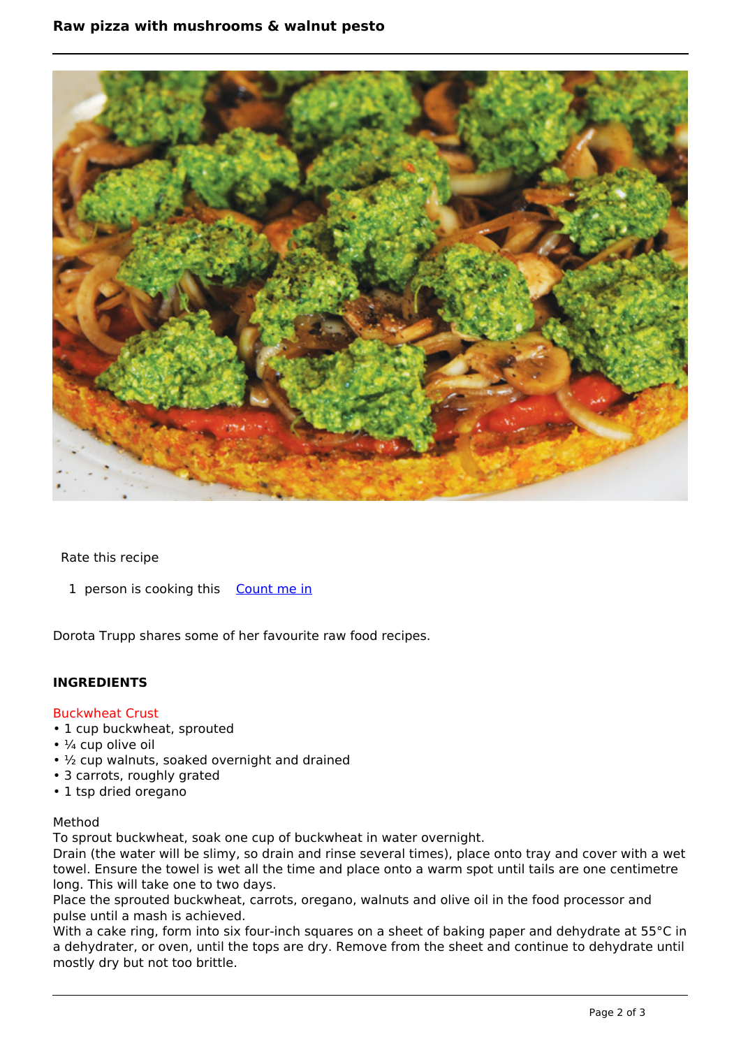# Raw pizza with mushrooms & walnut pesto

Rate this recipe

1 person is cooking this Count me in

Dorota Trupp shares some of her favourite raw food recipes.

## INGREDIENTS

### Buckwheat Crust

- 1 cup buckwheat, sprouted
- ¼ cup olive oil
- ½ cup walnuts, soaked overnight and drained
- 3 carrots, roughly grated
- 1 tsp dried oregano

Method

To sprout buckwheat, soak one cup of buckwheat in water overnight.

Drain (the water will be slimy, so drain and rinse several times), place onto tray and cover with a wet towel. Ensure the towel is wet all the time and place onto a warm spot until tails are one centimetre long. This will take one to two days.

Place the sprouted buckwheat, carrots, oregano, walnuts and olive oil in the food processor and pulse until a mash is achieved.

With a cake ring, form into six four-inch squares on a sheet of baking paper and dehydrate at 55°C in a dehydrater, or oven, until the tops are dry. Remove from the sheet and continue to dehydrate until mostly dry but not too brittle.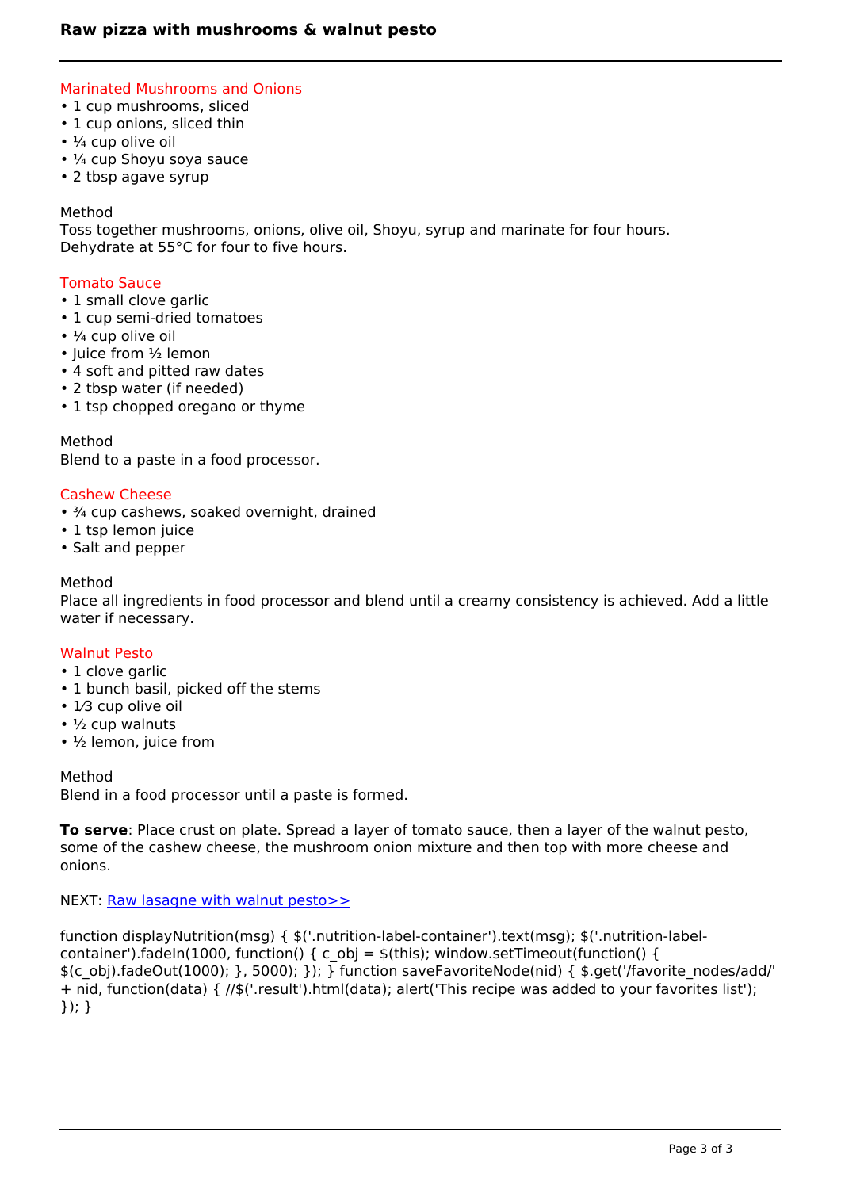**Raw pizza with mushrooms & walnut pesto**

## Marinated Mushrooms and Onions

- 1 cup mushrooms, sliced
- 1 cup onions, sliced thin
- ¼ cup olive oil
- ¼ cup Shoyu soya sauce
- 2 tbsp agave syrup

Method
Toss together mushrooms, onions, olive oil, Shoyu, syrup and marinate for four hours.
Dehydrate at 55°C for four to five hours.

## Tomato Sauce

- 1 small clove garlic
- 1 cup semi-dried tomatoes
- ¼ cup olive oil
- Juice from ½ lemon
- 4 soft and pitted raw dates
- 2 tbsp water (if needed)
- 1 tsp chopped oregano or thyme

Method
Blend to a paste in a food processor.

## Cashew Cheese

- ¾ cup cashews, soaked overnight, drained
- 1 tsp lemon juice
- Salt and pepper

Method
Place all ingredients in food processor and blend until a creamy consistency is achieved. Add a little water if necessary.

## Walnut Pesto

- 1 clove garlic
- 1 bunch basil, picked off the stems
- 1⁄3 cup olive oil
- ½ cup walnuts
- ½ lemon, juice from

Method
Blend in a food processor until a paste is formed.

**To serve**: Place crust on plate. Spread a layer of tomato sauce, then a layer of the walnut pesto, some of the cashew cheese, the mushroom onion mixture and then top with more cheese and onions.

NEXT: Raw lasagne with walnut pesto>>

```
function displayNutrition(msg) { $('.nutrition-label-container').text(msg); $('.nutrition-label-container').fadeIn(1000, function() { c_obj = $(this); window.setTimeout(function() { $(c_obj).fadeOut(1000); }, 5000); }); } function saveFavoriteNode(nid) { $.get('/favorite_nodes/add/' + nid, function(data) { //$('.result').html(data); alert('This recipe was added to your favorites list'); }); }
```